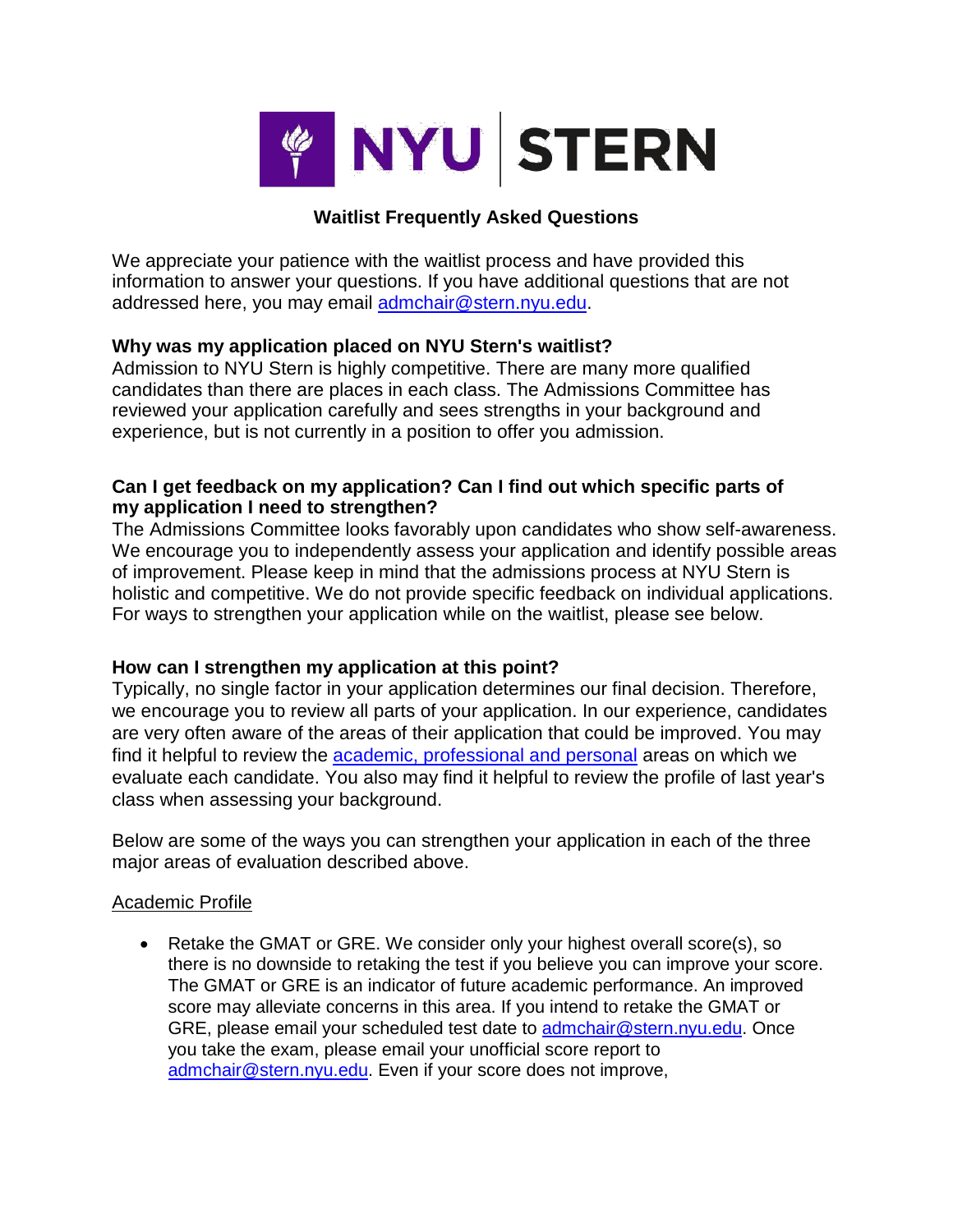# NYU STERN

## Waitlist Frequently Asked Questions

We appreciate your patience with the waitlist process and have provided this information to answer your questions. If you have additional questions that are not addressed here, you may email [admchair@stern.nyu.edu](mailto:admchair@stern.nyu.edu).

**Why was my application placed on NYU Stern's waitlist?**

Admission to NYU Stern is highly competitive. There are many more qualified candidates than there are places in each class. The Admissions Committee has reviewed your application carefully and sees strengths in your background and experience, but is not currently in a position to offer you admission.

**Can I get feedback on my application? Can I find out which specific parts of my application I need to strengthen?**

The Admissions Committee looks favorably upon candidates who show self-awareness. We encourage you to independently assess your application and identify possible areas of improvement. Please keep in mind that the admissions process at NYU Stern is holistic and competitive. We do not provide specific feedback on individual applications. For ways to strengthen your application while on the waitlist, please see below.

**How can I strengthen my application at this point?**

Typically, no single factor in your application determines our final decision. Therefore, we encourage you to review all parts of your application. In our experience, candidates are very often aware of the areas of their application that could be improved. You may find it helpful to review the academic, professional and personal areas on which we evaluate each candidate. You also may find it helpful to review the profile of last year's class when assessing your background.

Below are some of the ways you can strengthen your application in each of the three major areas of evaluation described above.

Academic Profile

- Retake the GMAT or GRE. We consider only your highest overall score(s), so there is no downside to retaking the test if you believe you can improve your score. The GMAT or GRE is an indicator of future academic performance. An improved score may alleviate concerns in this area. If you intend to retake the GMAT or GRE, please email your scheduled test date to [admchair@stern.nyu.edu](mailto:admchair@stern.nyu.edu). Once you take the exam, please email your unofficial score report to [admchair@stern.nyu.edu](mailto:admchair@stern.nyu.edu). Even if your score does not improve,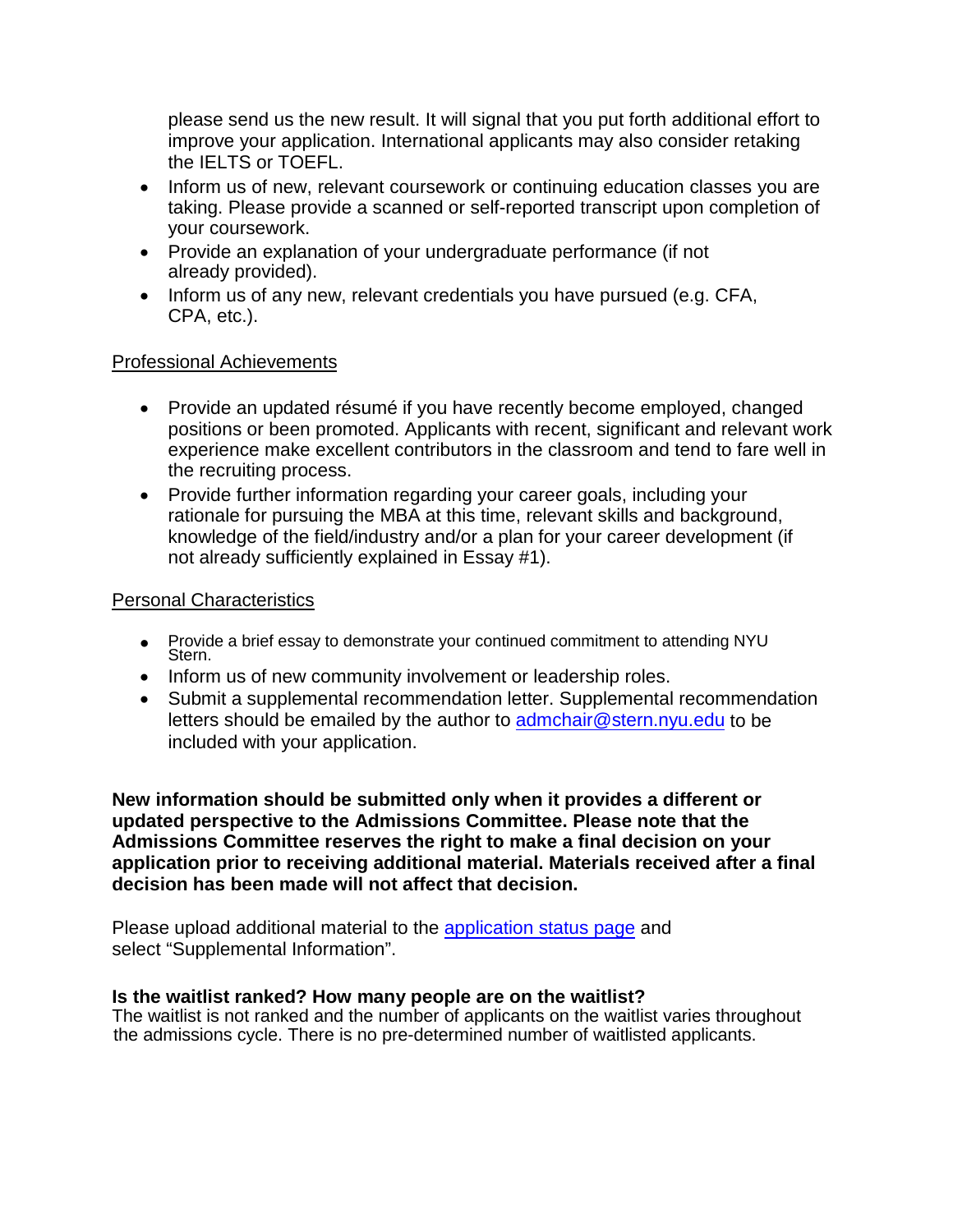please send us the new result. It will signal that you put forth additional effort to improve your application. International applicants may also consider retaking the IELTS or TOEFL.

- Inform us of new, relevant coursework or continuing education classes you are taking. Please provide a scanned or self-reported transcript upon completion of your coursework.
- Provide an explanation of your undergraduate performance (if not already provided).
- Inform us of any new, relevant credentials you have pursued (e.g. CFA, CPA, etc.).

<u>Professional Achievements</u>

- Provide an updated résumé if you have recently become employed, changed positions or been promoted. Applicants with recent, significant and relevant work experience make excellent contributors in the classroom and tend to fare well in the recruiting process.
- Provide further information regarding your career goals, including your rationale for pursuing the MBA at this time, relevant skills and background, knowledge of the field/industry and/or a plan for your career development (if not already sufficiently explained in Essay #1).

<u>Personal Characteristics</u>

- Provide a brief essay to demonstrate your continued commitment to attending NYU Stern.
- Inform us of new community involvement or leadership roles.
- Submit a supplemental recommendation letter. Supplemental recommendation letters should be emailed by the author to admchair@stern.nyu.edu to be included with your application.

**New information should be submitted only when it provides a different or updated perspective to the Admissions Committee. Please note that the Admissions Committee reserves the right to make a final decision on your application prior to receiving additional material. Materials received after a final decision has been made will not affect that decision.**

Please upload additional material to the application status page and select "Supplemental Information".

**Is the waitlist ranked? How many people are on the waitlist?**
The waitlist is not ranked and the number of applicants on the waitlist varies throughout the admissions cycle. There is no pre-determined number of waitlisted applicants.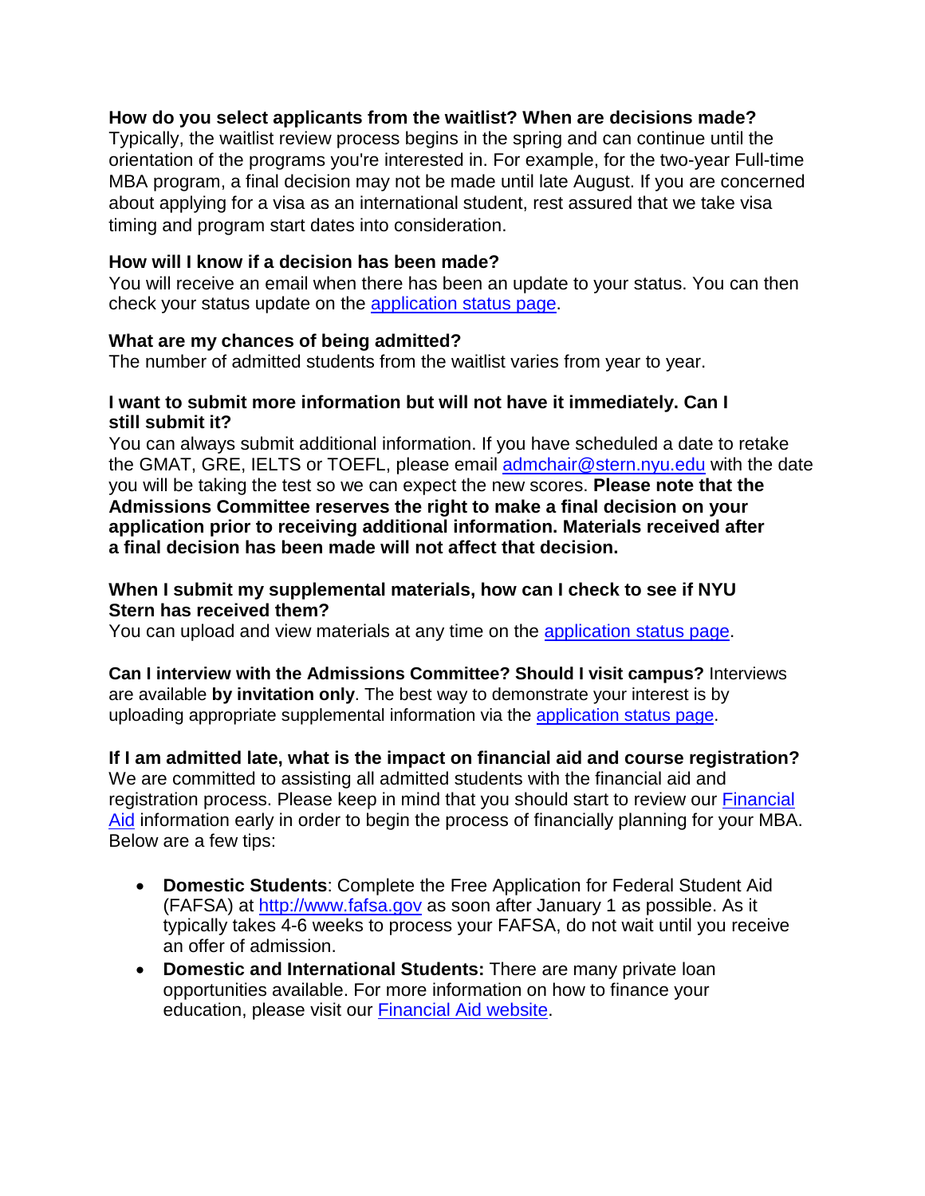**How do you select applicants from the waitlist? When are decisions made?**
Typically, the waitlist review process begins in the spring and can continue until the orientation of the programs you're interested in. For example, for the two-year Full-time MBA program, a final decision may not be made until late August. If you are concerned about applying for a visa as an international student, rest assured that we take visa timing and program start dates into consideration.

**How will I know if a decision has been made?**
You will receive an email when there has been an update to your status. You can then check your status update on the application status page.

**What are my chances of being admitted?**
The number of admitted students from the waitlist varies from year to year.

**I want to submit more information but will not have it immediately. Can I still submit it?**
You can always submit additional information. If you have scheduled a date to retake the GMAT, GRE, IELTS or TOEFL, please email admchair@stern.nyu.edu with the date you will be taking the test so we can expect the new scores. **Please note that the Admissions Committee reserves the right to make a final decision on your application prior to receiving additional information. Materials received after a final decision has been made will not affect that decision.**

**When I submit my supplemental materials, how can I check to see if NYU Stern has received them?**
You can upload and view materials at any time on the application status page.

**Can I interview with the Admissions Committee? Should I visit campus?** Interviews are available **by invitation only**. The best way to demonstrate your interest is by uploading appropriate supplemental information via the application status page.

**If I am admitted late, what is the impact on financial aid and course registration?**
We are committed to assisting all admitted students with the financial aid and registration process. Please keep in mind that you should start to review our Financial Aid information early in order to begin the process of financially planning for your MBA. Below are a few tips:

- **Domestic Students**: Complete the Free Application for Federal Student Aid (FAFSA) at http://www.fafsa.gov as soon after January 1 as possible. As it typically takes 4-6 weeks to process your FAFSA, do not wait until you receive an offer of admission.
- **Domestic and International Students:** There are many private loan opportunities available. For more information on how to finance your education, please visit our Financial Aid website.